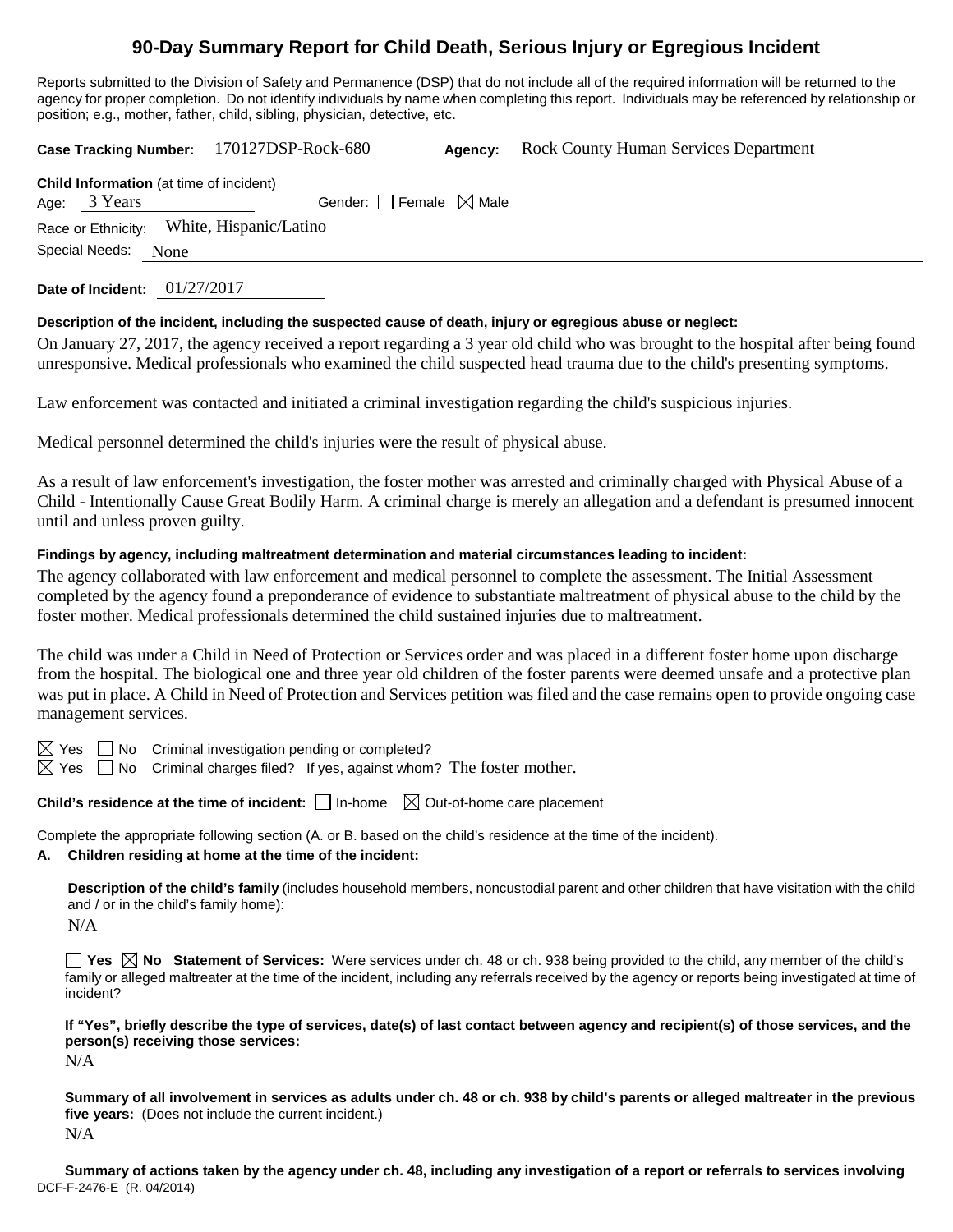# 90-Day Summary Report for Child Death, Serious Injury or Egregious Incident

Reports submitted to the Division of Safety and Permanence (DSP) that do not include all of the required information will be returned to the agency for proper completion. Do not identify individuals by name when completing this report. Individuals may be referenced by relationship or position; e.g., mother, father, child, sibling, physician, detective, etc.

**Case Tracking Number:** 170127DSP-Rock-680 **Agency:** Rock County Human Services Department

**Child Information** (at time of incident)

Age: 3 Years Gender: ☐ Female ☒ Male

Race or Ethnicity: White, Hispanic/Latino

Special Needs: None

**Date of Incident:** 01/27/2017

**Description of the incident, including the suspected cause of death, injury or egregious abuse or neglect:**

On January 27, 2017, the agency received a report regarding a 3 year old child who was brought to the hospital after being found unresponsive. Medical professionals who examined the child suspected head trauma due to the child's presenting symptoms.

Law enforcement was contacted and initiated a criminal investigation regarding the child's suspicious injuries.

Medical personnel determined the child's injuries were the result of physical abuse.

As a result of law enforcement's investigation, the foster mother was arrested and criminally charged with Physical Abuse of a Child - Intentionally Cause Great Bodily Harm. A criminal charge is merely an allegation and a defendant is presumed innocent until and unless proven guilty.

**Findings by agency, including maltreatment determination and material circumstances leading to incident:**

The agency collaborated with law enforcement and medical personnel to complete the assessment. The Initial Assessment completed by the agency found a preponderance of evidence to substantiate maltreatment of physical abuse to the child by the foster mother. Medical professionals determined the child sustained injuries due to maltreatment.

The child was under a Child in Need of Protection or Services order and was placed in a different foster home upon discharge from the hospital. The biological one and three year old children of the foster parents were deemed unsafe and a protective plan was put in place. A Child in Need of Protection and Services petition was filed and the case remains open to provide ongoing case management services.

☒ Yes ☐ No Criminal investigation pending or completed?

☒ Yes ☐ No Criminal charges filed? If yes, against whom? The foster mother.

**Child's residence at the time of incident:** ☐ In-home ☒ Out-of-home care placement

Complete the appropriate following section (A. or B. based on the child's residence at the time of the incident).

**A. Children residing at home at the time of the incident:**

**Description of the child's family** (includes household members, noncustodial parent and other children that have visitation with the child and / or in the child's family home):

N/A

☐ **Yes** ☒ **No Statement of Services:** Were services under ch. 48 or ch. 938 being provided to the child, any member of the child's family or alleged maltreater at the time of the incident, including any referrals received by the agency or reports being investigated at time of incident?

**If "Yes", briefly describe the type of services, date(s) of last contact between agency and recipient(s) of those services, and the person(s) receiving those services:**

N/A

**Summary of all involvement in services as adults under ch. 48 or ch. 938 by child's parents or alleged maltreater in the previous five years:** (Does not include the current incident.)

N/A

**Summary of actions taken by the agency under ch. 48, including any investigation of a report or referrals to services involving**

DCF-F-2476-E (R. 04/2014)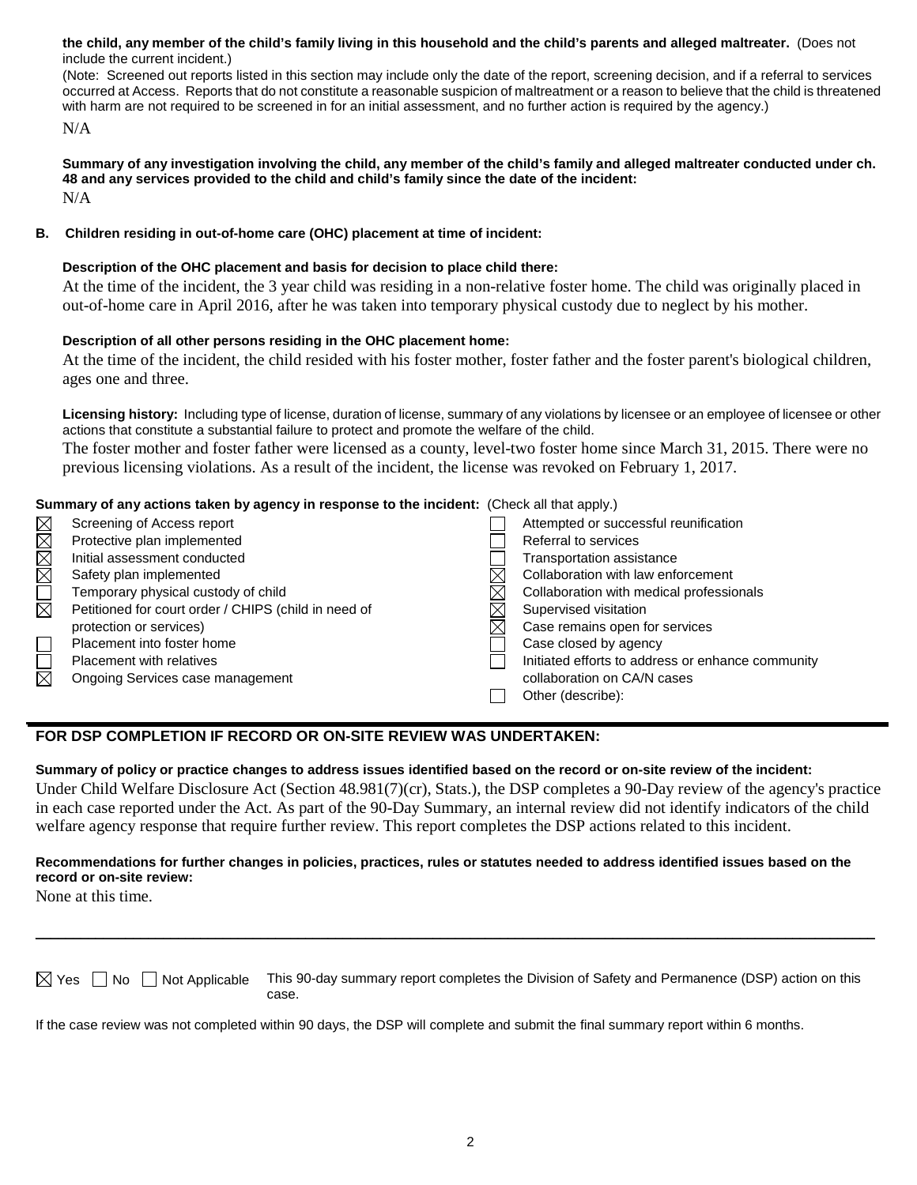**the child, any member of the child's family living in this household and the child's parents and alleged maltreater.** (Does not include the current incident.)

(Note: Screened out reports listed in this section may include only the date of the report, screening decision, and if a referral to services occurred at Access. Reports that do not constitute a reasonable suspicion of maltreatment or a reason to believe that the child is threatened with harm are not required to be screened in for an initial assessment, and no further action is required by the agency.)

N/A

**Summary of any investigation involving the child, any member of the child's family and alleged maltreater conducted under ch. 48 and any services provided to the child and child's family since the date of the incident:**

N/A

**B. Children residing in out-of-home care (OHC) placement at time of incident:**

**Description of the OHC placement and basis for decision to place child there:**

At the time of the incident, the 3 year child was residing in a non-relative foster home. The child was originally placed in out-of-home care in April 2016, after he was taken into temporary physical custody due to neglect by his mother.

**Description of all other persons residing in the OHC placement home:**

At the time of the incident, the child resided with his foster mother, foster father and the foster parent's biological children, ages one and three.

**Licensing history:** Including type of license, duration of license, summary of any violations by licensee or an employee of licensee or other actions that constitute a substantial failure to protect and promote the welfare of the child.

The foster mother and foster father were licensed as a county, level-two foster home since March 31, 2015. There were no previous licensing violations. As a result of the incident, the license was revoked on February 1, 2017.

**Summary of any actions taken by agency in response to the incident:** (Check all that apply.)

- ☒ Screening of Access report
- ☒ Protective plan implemented
- ☒ Initial assessment conducted
- ☒ Safety plan implemented
- ☐ Temporary physical custody of child
- ☒ Petitioned for court order / CHIPS (child in need of protection or services)
- ☐ Placement into foster home
- ☐ Placement with relatives
- ☒ Ongoing Services case management
- ☐ Attempted or successful reunification
- ☐ Referral to services
- ☐ Transportation assistance
- ☒ Collaboration with law enforcement
- ☒ Collaboration with medical professionals
- ☒ Supervised visitation
- ☒ Case remains open for services
- ☐ Case closed by agency
- ☐ Initiated efforts to address or enhance community collaboration on CA/N cases
- ☐ Other (describe):

## FOR DSP COMPLETION IF RECORD OR ON-SITE REVIEW WAS UNDERTAKEN:

**Summary of policy or practice changes to address issues identified based on the record or on-site review of the incident:**

Under Child Welfare Disclosure Act (Section 48.981(7)(cr), Stats.), the DSP completes a 90-Day review of the agency's practice in each case reported under the Act. As part of the 90-Day Summary, an internal review did not identify indicators of the child welfare agency response that require further review. This report completes the DSP actions related to this incident.

**Recommendations for further changes in policies, practices, rules or statutes needed to address identified issues based on the record or on-site review:**

None at this time.

---

☒ Yes ☐ No ☐ Not Applicable This 90-day summary report completes the Division of Safety and Permanence (DSP) action on this case.

If the case review was not completed within 90 days, the DSP will complete and submit the final summary report within 6 months.